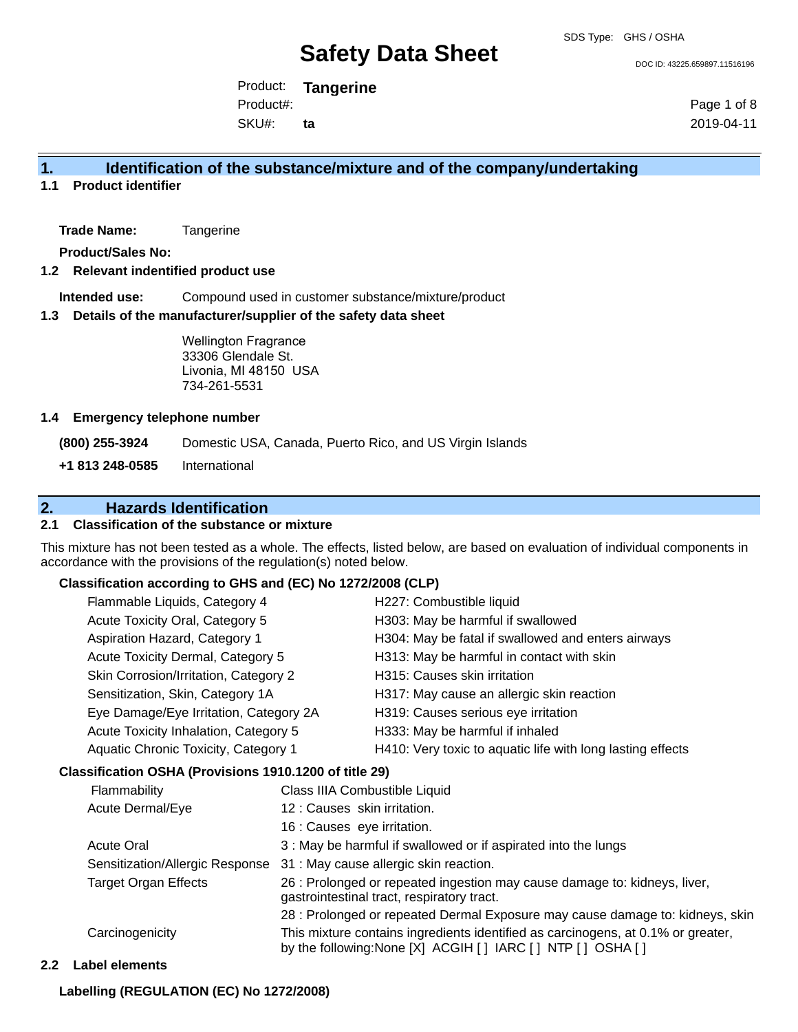SDS Type: GHS / OSHA

# Safety Data Sheet

DOC ID: 43225.659897.11516196

Product: **Tangerine**
Product#:
SKU#: **ta**

2019-04-11

## 1. Identification of the substance/mixture and of the company/undertaking

### 1.1 Product identifier

**Trade Name:** Tangerine

**Product/Sales No:**

### 1.2 Relevant indentified product use

**Intended use:** Compound used in customer substance/mixture/product

### 1.3 Details of the manufacturer/supplier of the safety data sheet

Wellington Fragrance
33306 Glendale St.
Livonia, MI 48150 USA
734-261-5531

### 1.4 Emergency telephone number

**(800) 255-3924** Domestic USA, Canada, Puerto Rico, and US Virgin Islands

**+1 813 248-0585** International

## 2. Hazards Identification

### 2.1 Classification of the substance or mixture

This mixture has not been tested as a whole. The effects, listed below, are based on evaluation of individual components in accordance with the provisions of the regulation(s) noted below.

**Classification according to GHS and (EC) No 1272/2008 (CLP)**

| | |
|---|---|
| Flammable Liquids, Category 4 | H227: Combustible liquid |
| Acute Toxicity Oral, Category 5 | H303: May be harmful if swallowed |
| Aspiration Hazard, Category 1 | H304: May be fatal if swallowed and enters airways |
| Acute Toxicity Dermal, Category 5 | H313: May be harmful in contact with skin |
| Skin Corrosion/Irritation, Category 2 | H315: Causes skin irritation |
| Sensitization, Skin, Category 1A | H317: May cause an allergic skin reaction |
| Eye Damage/Eye Irritation, Category 2A | H319: Causes serious eye irritation |
| Acute Toxicity Inhalation, Category 5 | H333: May be harmful if inhaled |
| Aquatic Chronic Toxicity, Category 1 | H410: Very toxic to aquatic life with long lasting effects |

**Classification OSHA (Provisions 1910.1200 of title 29)**

| | |
|---|---|
| Flammability | Class IIIA Combustible Liquid |
| Acute Dermal/Eye | 12 : Causes skin irritation. |
| | 16 : Causes eye irritation. |
| Acute Oral | 3 : May be harmful if swallowed or if aspirated into the lungs |
| Sensitization/Allergic Response | 31 : May cause allergic skin reaction. |
| Target Organ Effects | 26 : Prolonged or repeated ingestion may cause damage to: kidneys, liver, gastrointestinal tract, respiratory tract. |
| | 28 : Prolonged or repeated Dermal Exposure may cause damage to: kidneys, skin |
| Carcinogenicity | This mixture contains ingredients identified as carcinogens, at 0.1% or greater, by the following:None [X] ACGIH [ ] IARC [ ] NTP [ ] OSHA [ ] |

### 2.2 Label elements

**Labelling (REGULATION (EC) No 1272/2008)**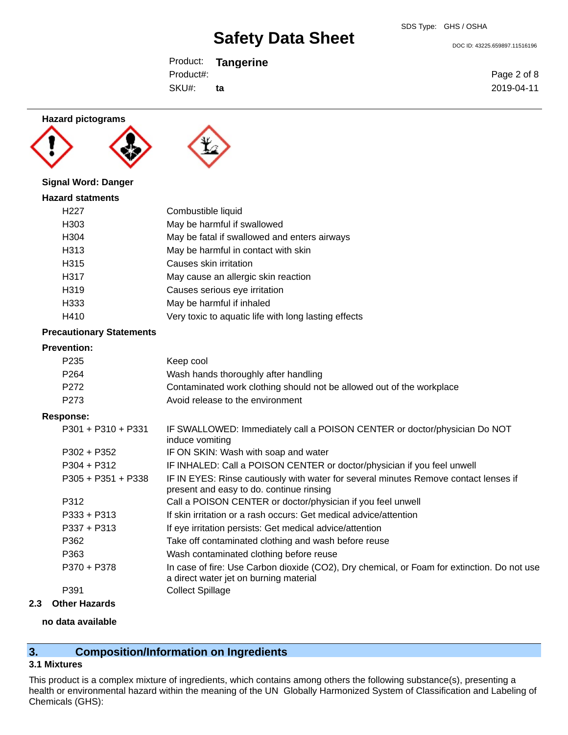**Hazard pictograms**

**Signal Word: Danger**

**Hazard statments**

| | |
|---|---|
| H227 | Combustible liquid |
| H303 | May be harmful if swallowed |
| H304 | May be fatal if swallowed and enters airways |
| H313 | May be harmful in contact with skin |
| H315 | Causes skin irritation |
| H317 | May cause an allergic skin reaction |
| H319 | Causes serious eye irritation |
| H333 | May be harmful if inhaled |
| H410 | Very toxic to aquatic life with long lasting effects |

**Precautionary Statements**

**Prevention:**

| | |
|---|---|
| P235 | Keep cool |
| P264 | Wash hands thoroughly after handling |
| P272 | Contaminated work clothing should not be allowed out of the workplace |
| P273 | Avoid release to the environment |

**Response:**

| | |
|---|---|
| P301 + P310 + P331 | IF SWALLOWED: Immediately call a POISON CENTER or doctor/physician Do NOT induce vomiting |
| P302 + P352 | IF ON SKIN: Wash with soap and water |
| P304 + P312 | IF INHALED: Call a POISON CENTER or doctor/physician if you feel unwell |
| P305 + P351 + P338 | IF IN EYES: Rinse cautiously with water for several minutes Remove contact lenses if present and easy to do. continue rinsing |
| P312 | Call a POISON CENTER or doctor/physician if you feel unwell |
| P333 + P313 | If skin irritation or a rash occurs: Get medical advice/attention |
| P337 + P313 | If eye irritation persists: Get medical advice/attention |
| P362 | Take off contaminated clothing and wash before reuse |
| P363 | Wash contaminated clothing before reuse |
| P370 + P378 | In case of fire: Use Carbon dioxide ($CO_2$), Dry chemical, or Foam for extinction. Do not use a direct water jet on burning material |
| P391 | Collect Spillage |

**2.3 Other Hazards**

**no data available**

## 3. Composition/Information on Ingredients

### 3.1 Mixtures

This product is a complex mixture of ingredients, which contains among others the following substance(s), presenting a health or environmental hazard within the meaning of the UN Globally Harmonized System of Classification and Labeling of Chemicals (GHS):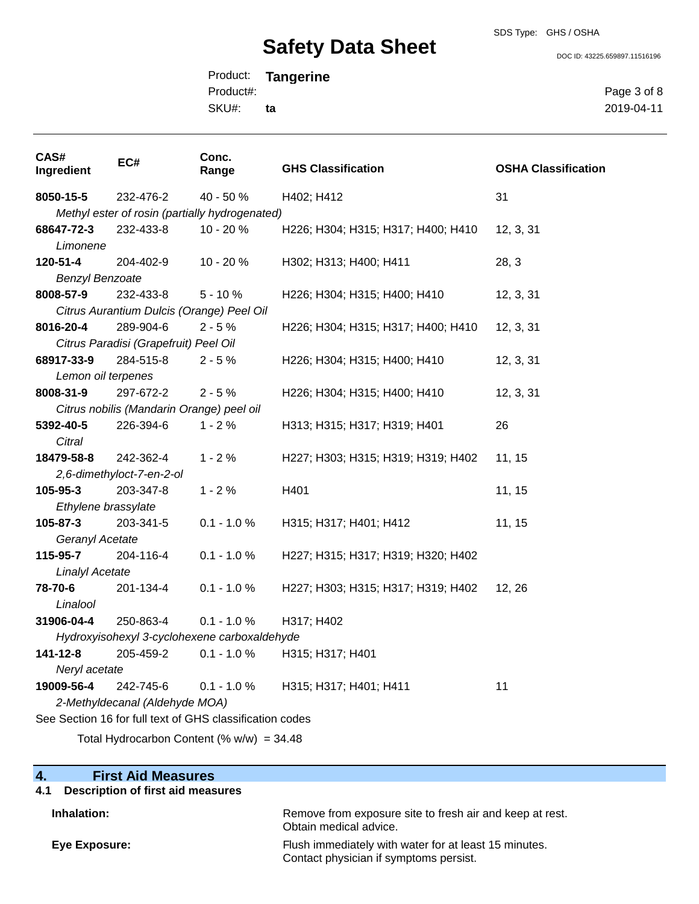| CAS# Ingredient | EC# | Conc. Range | GHS Classification | OSHA Classification |
|---|---|---|---|---|
| **8050-15-5** | 232-476-2 | 40 - 50 % | H402; H412 | 31 |
| *Methyl ester of rosin (partially hydrogenated)* | | | | |
| **68647-72-3** | 232-433-8 | 10 - 20 % | H226; H304; H315; H317; H400; H410 | 12, 3, 31 |
| *Limonene* | | | | |
| **120-51-4** | 204-402-9 | 10 - 20 % | H302; H313; H400; H411 | 28, 3 |
| *Benzyl Benzoate* | | | | |
| **8008-57-9** | 232-433-8 | 5 - 10 % | H226; H304; H315; H400; H410 | 12, 3, 31 |
| *Citrus Aurantium Dulcis (Orange) Peel Oil* | | | | |
| **8016-20-4** | 289-904-6 | 2 - 5 % | H226; H304; H315; H317; H400; H410 | 12, 3, 31 |
| *Citrus Paradisi (Grapefruit) Peel Oil* | | | | |
| **68917-33-9** | 284-515-8 | 2 - 5 % | H226; H304; H315; H400; H410 | 12, 3, 31 |
| *Lemon oil terpenes* | | | | |
| **8008-31-9** | 297-672-2 | 2 - 5 % | H226; H304; H315; H400; H410 | 12, 3, 31 |
| *Citrus nobilis (Mandarin Orange) peel oil* | | | | |
| **5392-40-5** | 226-394-6 | 1 - 2 % | H313; H315; H317; H319; H401 | 26 |
| *Citral* | | | | |
| **18479-58-8** | 242-362-4 | 1 - 2 % | H227; H303; H315; H319; H319; H402 | 11, 15 |
| *2,6-dimethyloct-7-en-2-ol* | | | | |
| **105-95-3** | 203-347-8 | 1 - 2 % | H401 | 11, 15 |
| *Ethylene brassylate* | | | | |
| **105-87-3** | 203-341-5 | 0.1 - 1.0 % | H315; H317; H401; H412 | 11, 15 |
| *Geranyl Acetate* | | | | |
| **115-95-7** | 204-116-4 | 0.1 - 1.0 % | H227; H315; H317; H319; H320; H402 | |
| *Linalyl Acetate* | | | | |
| **78-70-6** | 201-134-4 | 0.1 - 1.0 % | H227; H303; H315; H317; H319; H402 | 12, 26 |
| *Linalool* | | | | |
| **31906-04-4** | 250-863-4 | 0.1 - 1.0 % | H317; H402 | |
| *Hydroxyisohexyl 3-cyclohexene carboxaldehyde* | | | | |
| **141-12-8** | 205-459-2 | 0.1 - 1.0 % | H315; H317; H401 | |
| *Neryl acetate* | | | | |
| **19009-56-4** | 242-745-6 | 0.1 - 1.0 % | H315; H317; H401; H411 | 11 |
| *2-Methyldecanal (Aldehyde MOA)* | | | | |

See Section 16 for full text of GHS classification codes

Total Hydrocarbon Content (% w/w) = 34.48

## 4. First Aid Measures

### 4.1 Description of first aid measures

**Inhalation:** Remove from exposure site to fresh air and keep at rest. Obtain medical advice.

**Eye Exposure:** Flush immediately with water for at least 15 minutes. Contact physician if symptoms persist.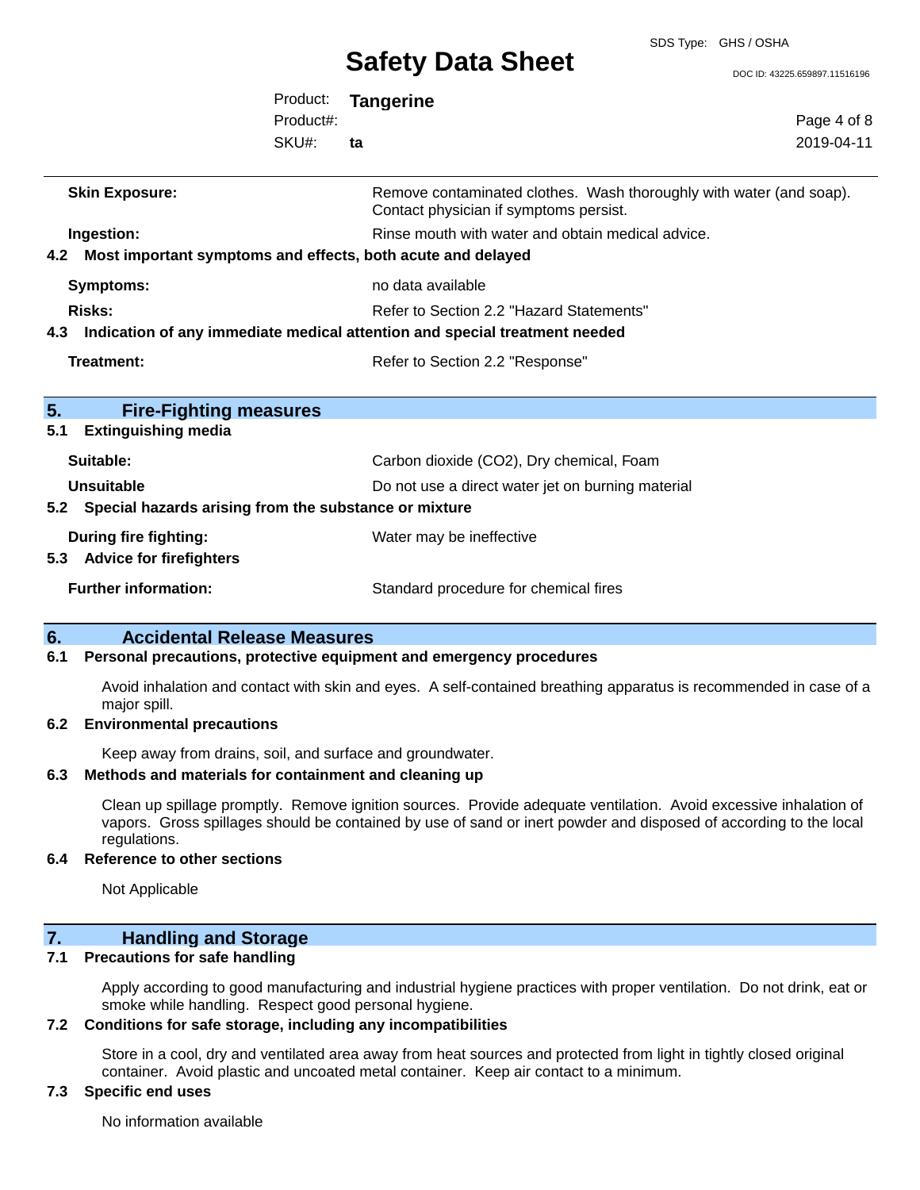| | |
|---|---|
| **Skin Exposure:** | Remove contaminated clothes. Wash thoroughly with water (and soap). Contact physician if symptoms persist. |
| **Ingestion:** | Rinse mouth with water and obtain medical advice. |

**4.2 Most important symptoms and effects, both acute and delayed**

| | |
|---|---|
| **Symptoms:** | no data available |
| **Risks:** | Refer to Section 2.2 "Hazard Statements" |

**4.3 Indication of any immediate medical attention and special treatment needed**

| | |
|---|---|
| **Treatment:** | Refer to Section 2.2 "Response" |

## 5. Fire-Fighting measures

**5.1 Extinguishing media**

| | |
|---|---|
| **Suitable:** | Carbon dioxide ($CO_2$), Dry chemical, Foam |
| **Unsuitable** | Do not use a direct water jet on burning material |

**5.2 Special hazards arising from the substance or mixture**

| | |
|---|---|
| **During fire fighting:** | Water may be ineffective |

**5.3 Advice for firefighters**

| | |
|---|---|
| **Further information:** | Standard procedure for chemical fires |

## 6. Accidental Release Measures

**6.1 Personal precautions, protective equipment and emergency procedures**

Avoid inhalation and contact with skin and eyes. A self-contained breathing apparatus is recommended in case of a major spill.

**6.2 Environmental precautions**

Keep away from drains, soil, and surface and groundwater.

**6.3 Methods and materials for containment and cleaning up**

Clean up spillage promptly. Remove ignition sources. Provide adequate ventilation. Avoid excessive inhalation of vapors. Gross spillages should be contained by use of sand or inert powder and disposed of according to the local regulations.

**6.4 Reference to other sections**

Not Applicable

## 7. Handling and Storage

**7.1 Precautions for safe handling**

Apply according to good manufacturing and industrial hygiene practices with proper ventilation. Do not drink, eat or smoke while handling. Respect good personal hygiene.

**7.2 Conditions for safe storage, including any incompatibilities**

Store in a cool, dry and ventilated area away from heat sources and protected from light in tightly closed original container. Avoid plastic and uncoated metal container. Keep air contact to a minimum.

**7.3 Specific end uses**

No information available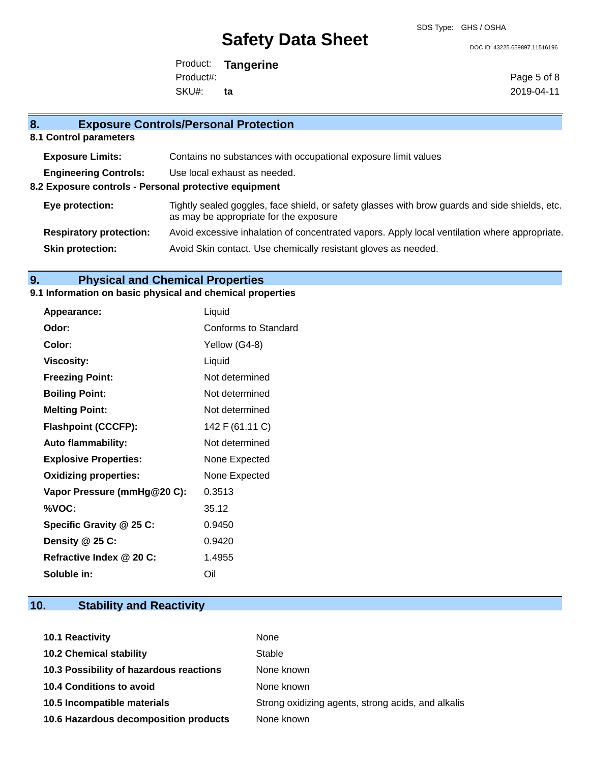## 8. Exposure Controls/Personal Protection

### 8.1 Control parameters

| | |
|---|---|
| **Exposure Limits:** | Contains no substances with occupational exposure limit values |
| **Engineering Controls:** | Use local exhaust as needed. |

### 8.2 Exposure controls - Personal protective equipment

| | |
|---|---|
| **Eye protection:** | Tightly sealed goggles, face shield, or safety glasses with brow guards and side shields, etc. as may be appropriate for the exposure |
| **Respiratory protection:** | Avoid excessive inhalation of concentrated vapors. Apply local ventilation where appropriate. |
| **Skin protection:** | Avoid Skin contact. Use chemically resistant gloves as needed. |

## 9. Physical and Chemical Properties

### 9.1 Information on basic physical and chemical properties

| | |
|---|---|
| **Appearance:** | Liquid |
| **Odor:** | Conforms to Standard |
| **Color:** | Yellow (G4-8) |
| **Viscosity:** | Liquid |
| **Freezing Point:** | Not determined |
| **Boiling Point:** | Not determined |
| **Melting Point:** | Not determined |
| **Flashpoint (CCCFP):** | 142 F (61.11 C) |
| **Auto flammability:** | Not determined |
| **Explosive Properties:** | None Expected |
| **Oxidizing properties:** | None Expected |
| **Vapor Pressure (mmHg@20 C):** | 0.3513 |
| **%VOC:** | 35.12 |
| **Specific Gravity @ 25 C:** | 0.9450 |
| **Density @ 25 C:** | 0.9420 |
| **Refractive Index @ 20 C:** | 1.4955 |
| **Soluble in:** | Oil |

## 10. Stability and Reactivity

| | |
|---|---|
| **10.1 Reactivity** | None |
| **10.2 Chemical stability** | Stable |
| **10.3 Possibility of hazardous reactions** | None known |
| **10.4 Conditions to avoid** | None known |
| **10.5 Incompatible materials** | Strong oxidizing agents, strong acids, and alkalis |
| **10.6 Hazardous decomposition products** | None known |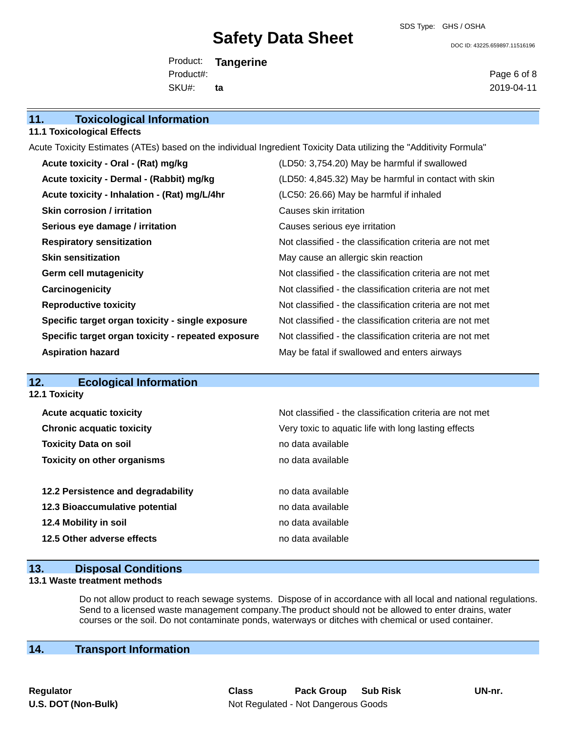## 11. Toxicological Information

### 11.1 Toxicological Effects

Acute Toxicity Estimates (ATEs) based on the individual Ingredient Toxicity Data utilizing the "Additivity Formula"

| | |
|---|---|
| **Acute toxicity - Oral - (Rat) mg/kg** | (LD50: 3,754.20) May be harmful if swallowed |
| **Acute toxicity - Dermal - (Rabbit) mg/kg** | (LD50: 4,845.32) May be harmful in contact with skin |
| **Acute toxicity - Inhalation - (Rat) mg/L/4hr** | (LC50: 26.66) May be harmful if inhaled |
| **Skin corrosion / irritation** | Causes skin irritation |
| **Serious eye damage / irritation** | Causes serious eye irritation |
| **Respiratory sensitization** | Not classified - the classification criteria are not met |
| **Skin sensitization** | May cause an allergic skin reaction |
| **Germ cell mutagenicity** | Not classified - the classification criteria are not met |
| **Carcinogenicity** | Not classified - the classification criteria are not met |
| **Reproductive toxicity** | Not classified - the classification criteria are not met |
| **Specific target organ toxicity - single exposure** | Not classified - the classification criteria are not met |
| **Specific target organ toxicity - repeated exposure** | Not classified - the classification criteria are not met |
| **Aspiration hazard** | May be fatal if swallowed and enters airways |

## 12. Ecological Information

### 12.1 Toxicity

| | |
|---|---|
| **Acute acquatic toxicity** | Not classified - the classification criteria are not met |
| **Chronic acquatic toxicity** | Very toxic to aquatic life with long lasting effects |
| **Toxicity Data on soil** | no data available |
| **Toxicity on other organisms** | no data available |

| | |
|---|---|
| **12.2 Persistence and degradability** | no data available |
| **12.3 Bioaccumulative potential** | no data available |
| **12.4 Mobility in soil** | no data available |
| **12.5 Other adverse effects** | no data available |

## 13. Disposal Conditions

### 13.1 Waste treatment methods

Do not allow product to reach sewage systems. Dispose of in accordance with all local and national regulations. Send to a licensed waste management company.The product should not be allowed to enter drains, water courses or the soil. Do not contaminate ponds, waterways or ditches with chemical or used container.

## 14. Transport Information

| Regulator | Class | Pack Group | Sub Risk | UN-nr. |
|---|---|---|---|---|
| **U.S. DOT (Non-Bulk)** | Not Regulated - Not Dangerous Goods | | | |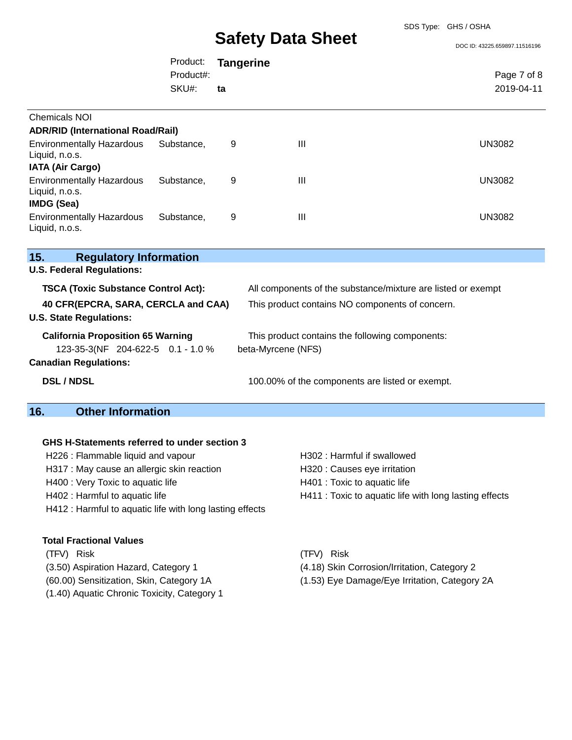Chemicals NOI

**ADR/RID (International Road/Rail)**

| | | | |
|---|---|---|---|
| Environmentally Hazardous Substance, Liquid, n.o.s. | 9 | III | UN3082 |

**IATA (Air Cargo)**

| | | | |
|---|---|---|---|
| Environmentally Hazardous Substance, Liquid, n.o.s. | 9 | III | UN3082 |

**IMDG (Sea)**

| | | | |
|---|---|---|---|
| Environmentally Hazardous Substance, Liquid, n.o.s. | 9 | III | UN3082 |

## 15. Regulatory Information

**U.S. Federal Regulations:**

**TSCA (Toxic Substance Control Act):** All components of the substance/mixture are listed or exempt

**40 CFR(EPCRA, SARA, CERCLA and CAA)** This product contains NO components of concern.

**U.S. State Regulations:**

**California Proposition 65 Warning** This product contains the following components:

123-35-3(NF 204-622-5 0.1 - 1.0 % beta-Myrcene (NFS)

**Canadian Regulations:**

**DSL / NDSL** 100.00% of the components are listed or exempt.

## 16. Other Information

**GHS H-Statements referred to under section 3**

H226 : Flammable liquid and vapour
H317 : May cause an allergic skin reaction
H400 : Very Toxic to aquatic life
H402 : Harmful to aquatic life
H412 : Harmful to aquatic life with long lasting effects
H302 : Harmful if swallowed
H320 : Causes eye irritation
H401 : Toxic to aquatic life
H411 : Toxic to aquatic life with long lasting effects

**Total Fractional Values**

(TFV) Risk
(3.50) Aspiration Hazard, Category 1
(60.00) Sensitization, Skin, Category 1A
(1.40) Aquatic Chronic Toxicity, Category 1

(TFV) Risk
(4.18) Skin Corrosion/Irritation, Category 2
(1.53) Eye Damage/Eye Irritation, Category 2A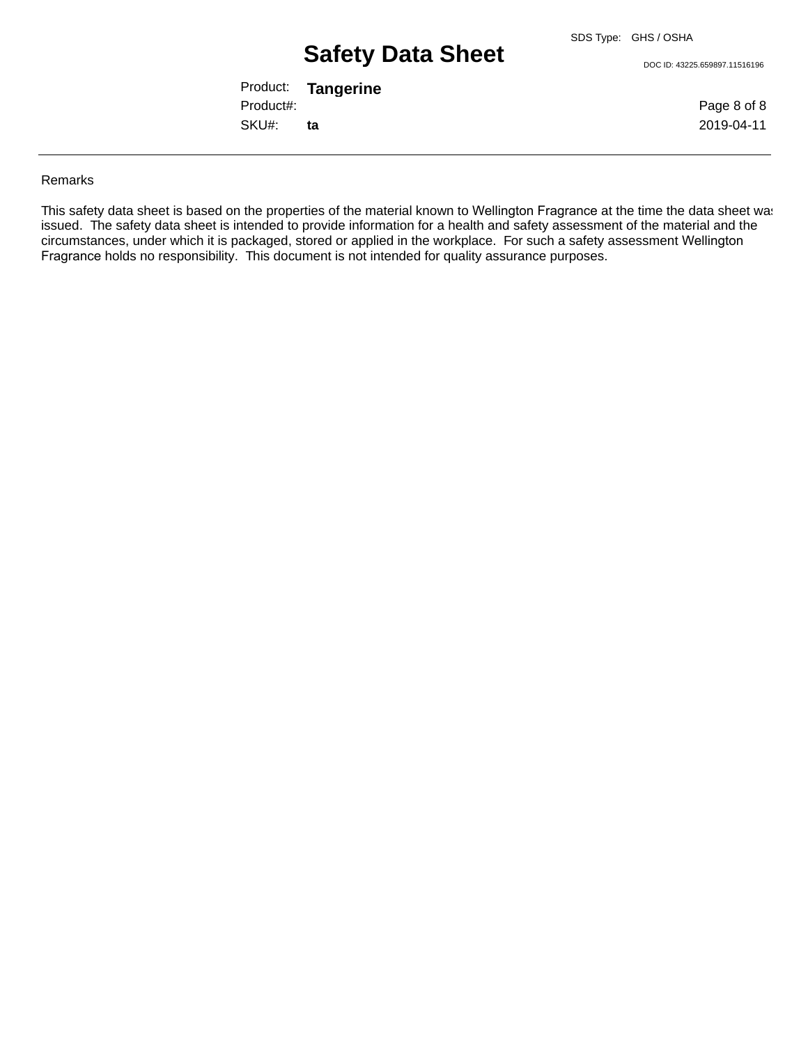## Remarks

This safety data sheet is based on the properties of the material known to Wellington Fragrance at the time the data sheet was issued. The safety data sheet is intended to provide information for a health and safety assessment of the material and the circumstances, under which it is packaged, stored or applied in the workplace. For such a safety assessment Wellington Fragrance holds no responsibility. This document is not intended for quality assurance purposes.